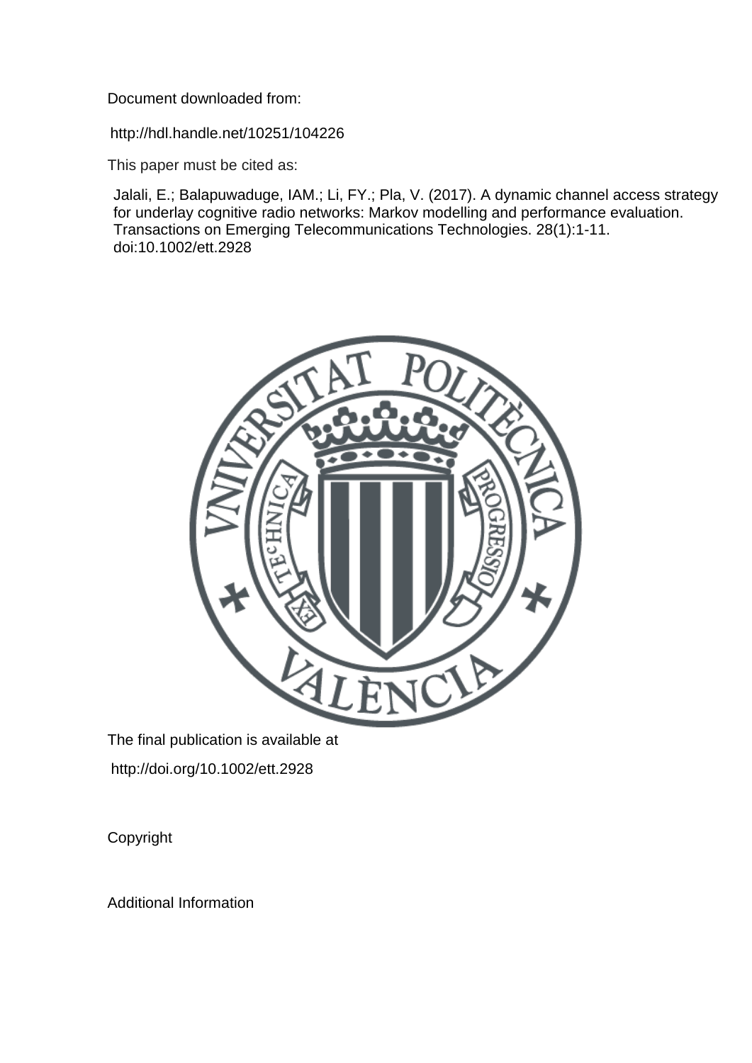Document downloaded from:

http://hdl.handle.net/10251/104226

This paper must be cited as:

Jalali, E.; Balapuwaduge, IAM.; Li, FY.; Pla, V. (2017). A dynamic channel access strategy for underlay cognitive radio networks: Markov modelling and performance evaluation. Transactions on Emerging Telecommunications Technologies. 28(1):1-11. doi:10.1002/ett.2928

The final publication is available at

http://doi.org/10.1002/ett.2928

Copyright

Additional Information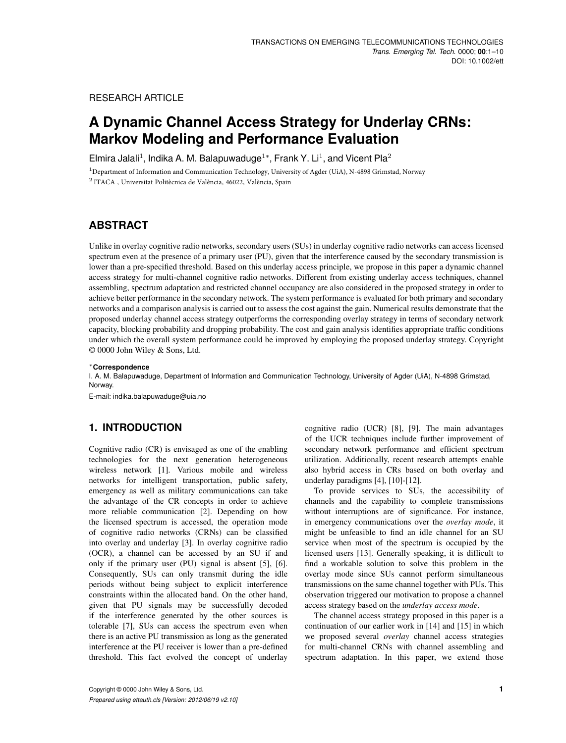RESEARCH ARTICLE

# A Dynamic Channel Access Strategy for Underlay CRNs: Markov Modeling and Performance Evaluation

Elmira Jalali[1], Indika A. M. Balapuwaduge[1*], Frank Y. Li[1], and Vicent Pla[2]

[1]Department of Information and Communication Technology, University of Agder (UiA), N-4898 Grimstad, Norway

[2] ITACA , Universitat Politècnica de València, 46022, València, Spain

## ABSTRACT

Unlike in overlay cognitive radio networks, secondary users (SUs) in underlay cognitive radio networks can access licensed spectrum even at the presence of a primary user (PU), given that the interference caused by the secondary transmission is lower than a pre-specified threshold. Based on this underlay access principle, we propose in this paper a dynamic channel access strategy for multi-channel cognitive radio networks. Different from existing underlay access techniques, channel assembling, spectrum adaptation and restricted channel occupancy are also considered in the proposed strategy in order to achieve better performance in the secondary network. The system performance is evaluated for both primary and secondary networks and a comparison analysis is carried out to assess the cost against the gain. Numerical results demonstrate that the proposed underlay channel access strategy outperforms the corresponding overlay strategy in terms of secondary network capacity, blocking probability and dropping probability. The cost and gain analysis identifies appropriate traffic conditions under which the overall system performance could be improved by employing the proposed underlay strategy. Copyright © 0000 John Wiley & Sons, Ltd.

***Correspondence**

I. A. M. Balapuwaduge, Department of Information and Communication Technology, University of Agder (UiA), N-4898 Grimstad, Norway.

E-mail: indika.balapuwaduge@uia.no

## 1. INTRODUCTION

Cognitive radio (CR) is envisaged as one of the enabling technologies for the next generation heterogeneous wireless network [1]. Various mobile and wireless networks for intelligent transportation, public safety, emergency as well as military communications can take the advantage of the CR concepts in order to achieve more reliable communication [2]. Depending on how the licensed spectrum is accessed, the operation mode of cognitive radio networks (CRNs) can be classified into overlay and underlay [3]. In overlay cognitive radio (OCR), a channel can be accessed by an SU if and only if the primary user (PU) signal is absent [5], [6]. Consequently, SUs can only transmit during the idle periods without being subject to explicit interference constraints within the allocated band. On the other hand, given that PU signals may be successfully decoded if the interference generated by the other sources is tolerable [7], SUs can access the spectrum even when there is an active PU transmission as long as the generated interference at the PU receiver is lower than a pre-defined threshold. This fact evolved the concept of underlay cognitive radio (UCR) [8], [9]. The main advantages of the UCR techniques include further improvement of secondary network performance and efficient spectrum utilization. Additionally, recent research attempts enable also hybrid access in CRs based on both overlay and underlay paradigms [4], [10]-[12].

To provide services to SUs, the accessibility of channels and the capability to complete transmissions without interruptions are of significance. For instance, in emergency communications over the *overlay mode*, it might be unfeasible to find an idle channel for an SU service when most of the spectrum is occupied by the licensed users [13]. Generally speaking, it is difficult to find a workable solution to solve this problem in the overlay mode since SUs cannot perform simultaneous transmissions on the same channel together with PUs. This observation triggered our motivation to propose a channel access strategy based on the *underlay access mode*.

The channel access strategy proposed in this paper is a continuation of our earlier work in [14] and [15] in which we proposed several *overlay* channel access strategies for multi-channel CRNs with channel assembling and spectrum adaptation. In this paper, we extend those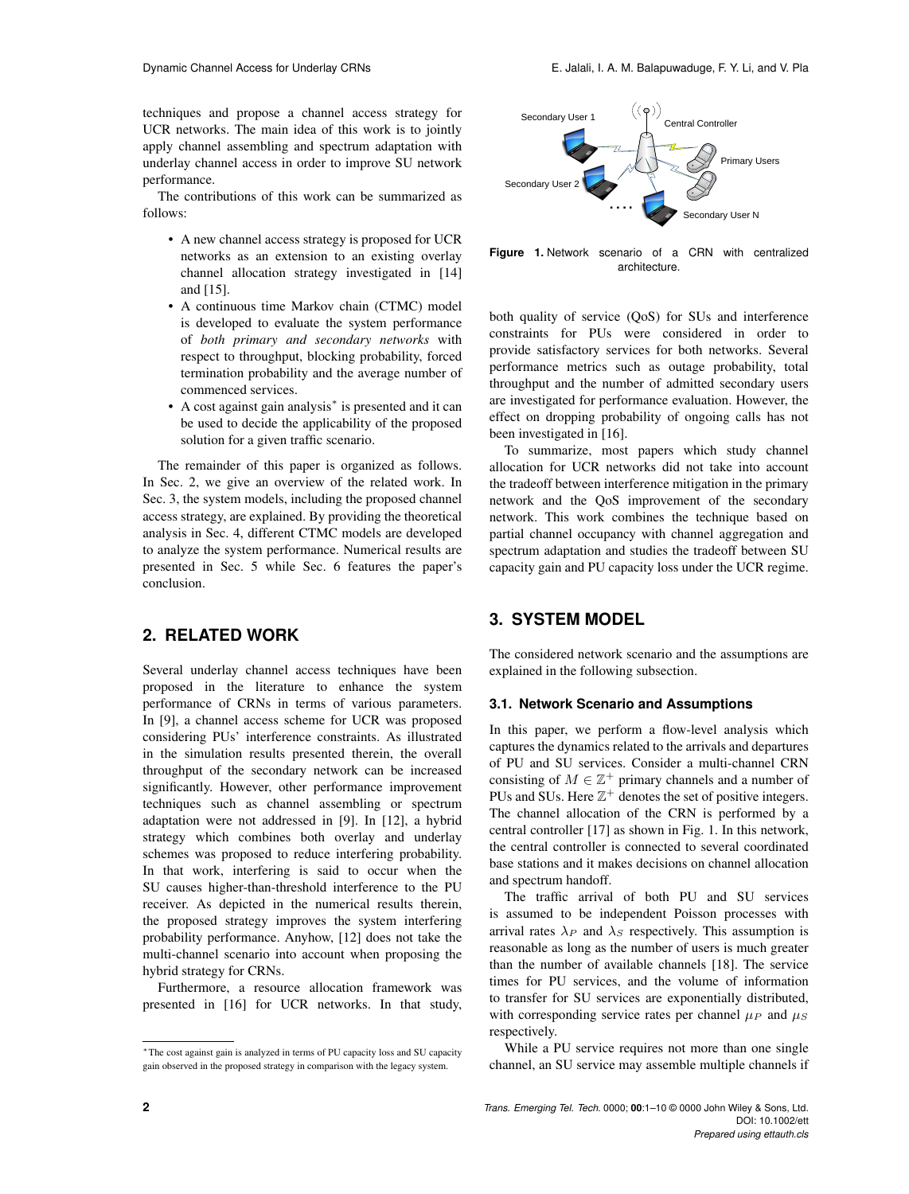techniques and propose a channel access strategy for UCR networks. The main idea of this work is to jointly apply channel assembling and spectrum adaptation with underlay channel access in order to improve SU network performance.

The contributions of this work can be summarized as follows:

- A new channel access strategy is proposed for UCR networks as an extension to an existing overlay channel allocation strategy investigated in [14] and [15].
- A continuous time Markov chain (CTMC) model is developed to evaluate the system performance of *both primary and secondary networks* with respect to throughput, blocking probability, forced termination probability and the average number of commenced services.
- A cost against gain analysis[*] is presented and it can be used to decide the applicability of the proposed solution for a given traffic scenario.

The remainder of this paper is organized as follows. In Sec. 2, we give an overview of the related work. In Sec. 3, the system models, including the proposed channel access strategy, are explained. By providing the theoretical analysis in Sec. 4, different CTMC models are developed to analyze the system performance. Numerical results are presented in Sec. 5 while Sec. 6 features the paper's conclusion.

## 2. RELATED WORK

Several underlay channel access techniques have been proposed in the literature to enhance the system performance of CRNs in terms of various parameters. In [9], a channel access scheme for UCR was proposed considering PUs' interference constraints. As illustrated in the simulation results presented therein, the overall throughput of the secondary network can be increased significantly. However, other performance improvement techniques such as channel assembling or spectrum adaptation were not addressed in [9]. In [12], a hybrid strategy which combines both overlay and underlay schemes was proposed to reduce interfering probability. In that work, interfering is said to occur when the SU causes higher-than-threshold interference to the PU receiver. As depicted in the numerical results therein, the proposed strategy improves the system interfering probability performance. Anyhow, [12] does not take the multi-channel scenario into account when proposing the hybrid strategy for CRNs.

Furthermore, a resource allocation framework was presented in [16] for UCR networks. In that study, both quality of service (QoS) for SUs and interference constraints for PUs were considered in order to provide satisfactory services for both networks. Several performance metrics such as outage probability, total throughput and the number of admitted secondary users are investigated for performance evaluation. However, the effect on dropping probability of ongoing calls has not been investigated in [16].

To summarize, most papers which study channel allocation for UCR networks did not take into account the tradeoff between interference mitigation in the primary network and the QoS improvement of the secondary network. This work combines the technique based on partial channel occupancy with channel aggregation and spectrum adaptation and studies the tradeoff between SU capacity gain and PU capacity loss under the UCR regime.

[*] The cost against gain is analyzed in terms of PU capacity loss and SU capacity gain observed in the proposed strategy in comparison with the legacy system.

Figure 1. Network scenario of a CRN with centralized architecture.

## 3. SYSTEM MODEL

The considered network scenario and the assumptions are explained in the following subsection.

### 3.1. Network Scenario and Assumptions

In this paper, we perform a flow-level analysis which captures the dynamics related to the arrivals and departures of PU and SU services. Consider a multi-channel CRN consisting of $M \in \mathbb{Z}^+$ primary channels and a number of PUs and SUs. Here $\mathbb{Z}^+$ denotes the set of positive integers. The channel allocation of the CRN is performed by a central controller [17] as shown in Fig. 1. In this network, the central controller is connected to several coordinated base stations and it makes decisions on channel allocation and spectrum handoff.

The traffic arrival of both PU and SU services is assumed to be independent Poisson processes with arrival rates $\lambda_P$ and $\lambda_S$ respectively. This assumption is reasonable as long as the number of users is much greater than the number of available channels [18]. The service times for PU services, and the volume of information to transfer for SU services are exponentially distributed, with corresponding service rates per channel $\mu_P$ and $\mu_S$ respectively.

While a PU service requires not more than one single channel, an SU service may assemble multiple channels if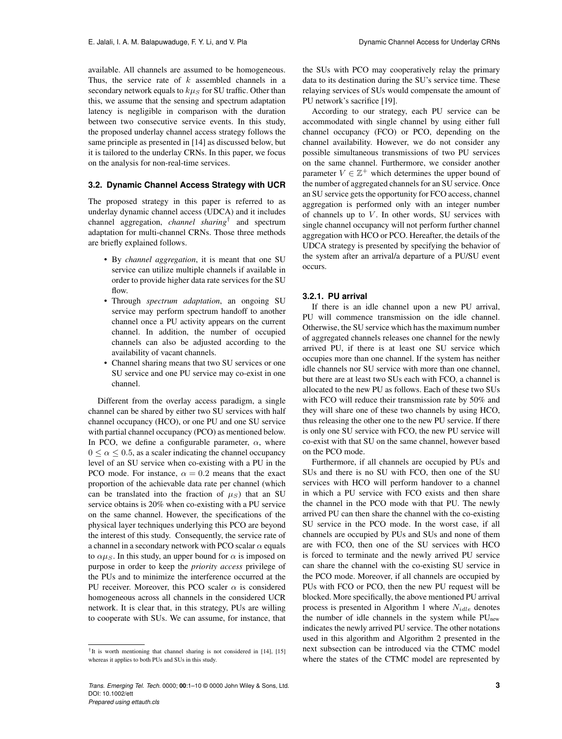available. All channels are assumed to be homogeneous. Thus, the service rate of $k$ assembled channels in a secondary network equals to $k\mu_S$ for SU traffic. Other than this, we assume that the sensing and spectrum adaptation latency is negligible in comparison with the duration between two consecutive service events. In this study, the proposed underlay channel access strategy follows the same principle as presented in [14] as discussed below, but it is tailored to the underlay CRNs. In this paper, we focus on the analysis for non-real-time services.

### 3.2. Dynamic Channel Access Strategy with UCR

The proposed strategy in this paper is referred to as underlay dynamic channel access (UDCA) and it includes channel aggregation, *channel sharing*[†] and spectrum adaptation for multi-channel CRNs. Those three methods are briefly explained follows.

- By *channel aggregation*, it is meant that one SU service can utilize multiple channels if available in order to provide higher data rate services for the SU flow.
- Through *spectrum adaptation*, an ongoing SU service may perform spectrum handoff to another channel once a PU activity appears on the current channel. In addition, the number of occupied channels can also be adjusted according to the availability of vacant channels.
- Channel sharing means that two SU services or one SU service and one PU service may co-exist in one channel.

Different from the overlay access paradigm, a single channel can be shared by either two SU services with half channel occupancy (HCO), or one PU and one SU service with partial channel occupancy (PCO) as mentioned below. In PCO, we define a configurable parameter, $\alpha$, where $0 \leq \alpha \leq 0.5$, as a scaler indicating the channel occupancy level of an SU service when co-existing with a PU in the PCO mode. For instance, $\alpha = 0.2$ means that the exact proportion of the achievable data rate per channel (which can be translated into the fraction of $\mu_S$) that an SU service obtains is 20% when co-existing with a PU service on the same channel. However, the specifications of the physical layer techniques underlying this PCO are beyond the interest of this study. Consequently, the service rate of a channel in a secondary network with PCO scalar $\alpha$ equals to $\alpha\mu_S$. In this study, an upper bound for $\alpha$ is imposed on purpose in order to keep the *priority access* privilege of the PUs and to minimize the interference occurred at the PU receiver. Moreover, this PCO scaler $\alpha$ is considered homogeneous across all channels in the considered UCR network. It is clear that, in this strategy, PUs are willing to cooperate with SUs. We can assume, for instance, that the SUs with PCO may cooperatively relay the primary data to its destination during the SU's service time. These relaying services of SUs would compensate the amount of PU network's sacrifice [19].

According to our strategy, each PU service can be accommodated with single channel by using either full channel occupancy (FCO) or PCO, depending on the channel availability. However, we do not consider any possible simultaneous transmissions of two PU services on the same channel. Furthermore, we consider another parameter $V \in \mathbb{Z}^+$ which determines the upper bound of the number of aggregated channels for an SU service. Once an SU service gets the opportunity for FCO access, channel aggregation is performed only with an integer number of channels up to $V$. In other words, SU services with single channel occupancy will not perform further channel aggregation with HCO or PCO. Hereafter, the details of the UDCA strategy is presented by specifying the behavior of the system after an arrival/a departure of a PU/SU event occurs.

#### 3.2.1. PU arrival

If there is an idle channel upon a new PU arrival, PU will commence transmission on the idle channel. Otherwise, the SU service which has the maximum number of aggregated channels releases one channel for the newly arrived PU, if there is at least one SU service which occupies more than one channel. If the system has neither idle channels nor SU service with more than one channel, but there are at least two SUs each with FCO, a channel is allocated to the new PU as follows. Each of these two SUs with FCO will reduce their transmission rate by 50% and they will share one of these two channels by using HCO, thus releasing the other one to the new PU service. If there is only one SU service with FCO, the new PU service will co-exist with that SU on the same channel, however based on the PCO mode.

Furthermore, if all channels are occupied by PUs and SUs and there is no SU with FCO, then one of the SU services with HCO will perform handover to a channel in which a PU service with FCO exists and then share the channel in the PCO mode with that PU. The newly arrived PU can then share the channel with the co-existing SU service in the PCO mode. In the worst case, if all channels are occupied by PUs and SUs and none of them are with FCO, then one of the SU services with HCO is forced to terminate and the newly arrived PU service can share the channel with the co-existing SU service in the PCO mode. Moreover, if all channels are occupied by PUs with FCO or PCO, then the new PU request will be blocked. More specifically, the above mentioned PU arrival process is presented in Algorithm 1 where $N_{idle}$ denotes the number of idle channels in the system while $\text{PU}_{\text{new}}$ indicates the newly arrived PU service. The other notations used in this algorithm and Algorithm 2 presented in the next subsection can be introduced via the CTMC model where the states of the CTMC model are represented by

[†] It is worth mentioning that channel sharing is not considered in [14], [15] whereas it applies to both PUs and SUs in this study.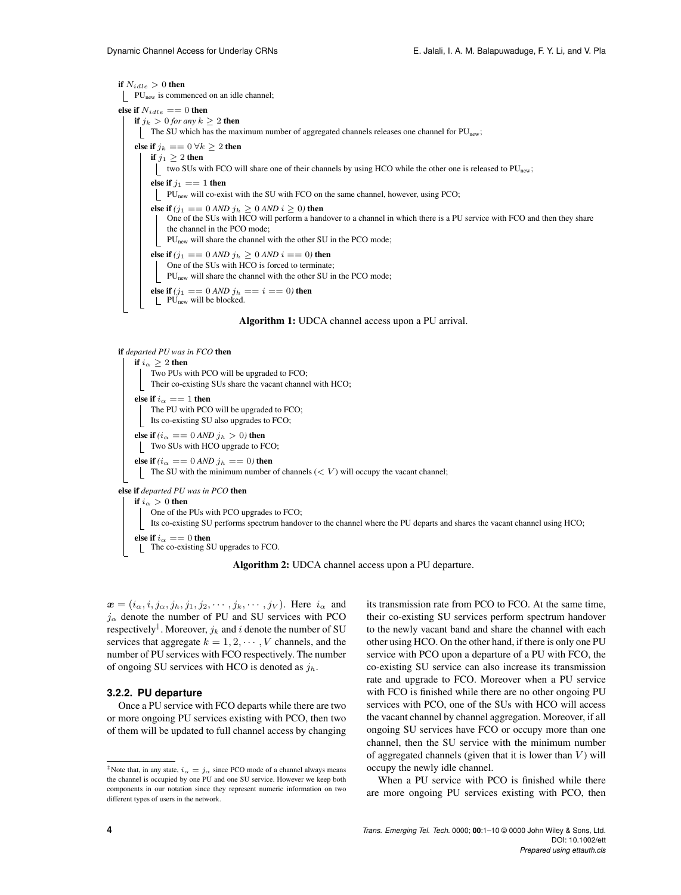```
if N_idle > 0 then
    PU_new is commenced on an idle channel;
else if N_idle == 0 then
    if j_k > 0 for any k ≥ 2 then
        The SU which has the maximum number of aggregated channels releases one channel for PU_new;
    else if j_k == 0 ∀k ≥ 2 then
        if j_1 ≥ 2 then
            two SUs with FCO will share one of their channels by using HCO while the other one is released to PU_new;
        else if j_1 == 1 then
            PU_new will co-exist with the SU with FCO on the same channel, however, using PCO;
        else if (j_1 == 0 AND j_h ≥ 0 AND i ≥ 0) then
            One of the SUs with HCO will perform a handover to a channel in which there is a PU service with FCO and then they share the channel in the PCO mode;
            PU_new will share the channel with the other SU in the PCO mode;
        else if (j_1 == 0 AND j_h ≥ 0 AND i == 0) then
            One of the SUs with HCO is forced to terminate;
            PU_new will share the channel with the other SU in the PCO mode;
        else if (j_1 == 0 AND j_h == i == 0) then
            PU_new will be blocked.
```

**Algorithm 1:** UDCA channel access upon a PU arrival.

```
if departed PU was in FCO then
    if i_α ≥ 2 then
        Two PUs with PCO will be upgraded to FCO;
        Their co-existing SUs share the vacant channel with HCO;
    else if i_α == 1 then
        The PU with PCO will be upgraded to FCO;
        Its co-existing SU also upgrades to FCO;
    else if (i_α == 0 AND j_h > 0) then
        Two SUs with HCO upgrade to FCO;
    else if (i_α == 0 AND j_h == 0) then
        The SU with the minimum number of channels (< V) will occupy the vacant channel;
else if departed PU was in PCO then
    if i_α > 0 then
        One of the PUs with PCO upgrades to FCO;
        Its co-existing SU performs spectrum handover to the channel where the PU departs and shares the vacant channel using HCO;
    else if i_α == 0 then
        The co-existing SU upgrades to FCO.
```

**Algorithm 2:** UDCA channel access upon a PU departure.

$\boldsymbol{x} = (i_\alpha, i, j_\alpha, j_h, j_1, j_2, \cdots, j_k, \cdots, j_V)$. Here $i_\alpha$ and $j_\alpha$ denote the number of PU and SU services with PCO respectively[‡]. Moreover, $j_k$ and $i$ denote the number of SU services that aggregate $k = 1, 2, \cdots, V$ channels, and the number of PU services with FCO respectively. The number of ongoing SU services with HCO is denoted as $j_h$.

### 3.2.2. PU departure

Once a PU service with FCO departs while there are two or more ongoing PU services existing with PCO, then two of them will be updated to full channel access by changing its transmission rate from PCO to FCO. At the same time, their co-existing SU services perform spectrum handover to the newly vacant band and share the channel with each other using HCO. On the other hand, if there is only one PU service with PCO upon a departure of a PU with FCO, the co-existing SU service can also increase its transmission rate and upgrade to FCO. Moreover when a PU service with FCO is finished while there are no other ongoing PU services with PCO, one of the SUs with HCO will access the vacant channel by channel aggregation. Moreover, if all ongoing SU services have FCO or occupy more than one channel, then the SU service with the minimum number of aggregated channels (given that it is lower than $V$) will occupy the newly idle channel.

When a PU service with PCO is finished while there are more ongoing PU services existing with PCO, then

[‡]Note that, in any state, $i_\alpha = j_\alpha$ since PCO mode of a channel always means the channel is occupied by one PU and one SU service. However we keep both components in our notation since they represent numeric information on two different types of users in the network.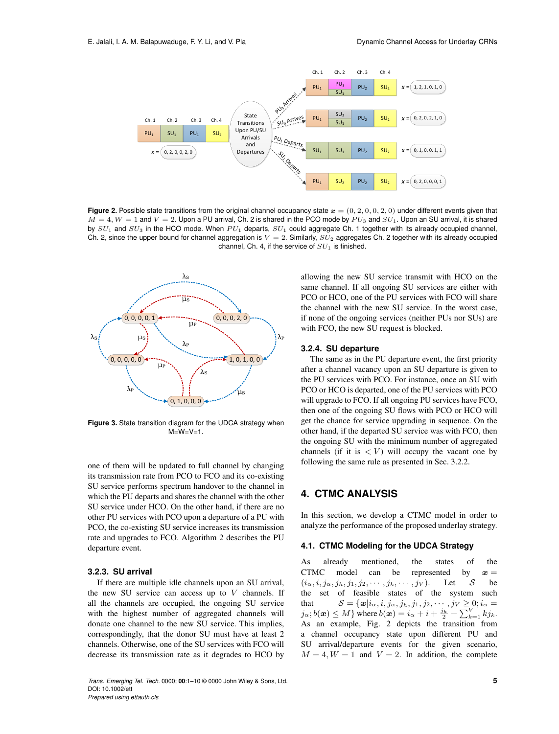**Figure 2.** Possible state transitions from the original channel occupancy state $\boldsymbol{x} = (0, 2, 0, 0, 2, 0)$ under different events given that $M = 4, W = 1$ and $V = 2$. Upon a PU arrival, Ch. 2 is shared in the PCO mode by $PU_3$ and $SU_1$. Upon an SU arrival, it is shared by $SU_1$ and $SU_3$ in the HCO mode. When $PU_1$ departs, $SU_1$ could aggregate Ch. 1 together with its already occupied channel, Ch. 2, since the upper bound for channel aggregation is $V = 2$. Similarly, $SU_2$ aggregates Ch. 2 together with its already occupied channel, Ch. 4, if the service of $SU_1$ is finished.

**Figure 3.** State transition diagram for the UDCA strategy when M=W=V=1.

one of them will be updated to full channel by changing its transmission rate from PCO to FCO and its co-existing SU service performs spectrum handover to the channel in which the PU departs and shares the channel with the other SU service under HCO. On the other hand, if there are no other PU services with PCO upon a departure of a PU with PCO, the co-existing SU service increases its transmission rate and upgrades to FCO. Algorithm 2 describes the PU departure event.

### 3.2.3. SU arrival

If there are multiple idle channels upon an SU arrival, the new SU service can access up to $V$ channels. If all the channels are occupied, the ongoing SU service with the highest number of aggregated channels will donate one channel to the new SU service. This implies, correspondingly, that the donor SU must have at least 2 channels. Otherwise, one of the SU services with FCO will decrease its transmission rate as it degrades to HCO by allowing the new SU service transmit with HCO on the same channel. If all ongoing SU services are either with PCO or HCO, one of the PU services with FCO will share the channel with the new SU service. In the worst case, if none of the ongoing services (neither PUs nor SUs) are with FCO, the new SU request is blocked.

### 3.2.4. SU departure

The same as in the PU departure event, the first priority after a channel vacancy upon an SU departure is given to the PU services with PCO. For instance, once an SU with PCO or HCO is departed, one of the PU services with PCO will upgrade to FCO. If all ongoing PU services have FCO, then one of the ongoing SU flows with PCO or HCO will get the chance for service upgrading in sequence. On the other hand, if the departed SU service was with FCO, then the ongoing SU with the minimum number of aggregated channels (if it is $< V$) will occupy the vacant one by following the same rule as presented in Sec. 3.2.2.

## 4. CTMC ANALYSIS

In this section, we develop a CTMC model in order to analyze the performance of the proposed underlay strategy.

### 4.1. CTMC Modeling for the UDCA Strategy

As already mentioned, the states of the CTMC model can be represented by $\boldsymbol{x} = (i_\alpha, i, j_\alpha, j_h, j_1, j_2, \cdots, j_k, \cdots, j_V)$. Let $\mathcal{S}$ be the set of feasible states of the system such that $\mathcal{S} = \{\boldsymbol{x} | i_\alpha, i, j_\alpha, j_h, j_1, j_2, \cdots, j_V \geq 0; i_\alpha = j_\alpha; b(\boldsymbol{x}) \leq M\}$ where $b(\boldsymbol{x}) = i_\alpha + i + \frac{j_h}{2} + \sum_{k=1}^{V} k j_k$. As an example, Fig. 2 depicts the transition from a channel occupancy state upon different PU and SU arrival/departure events for the given scenario, $M = 4, W = 1$ and $V = 2$. In addition, the complete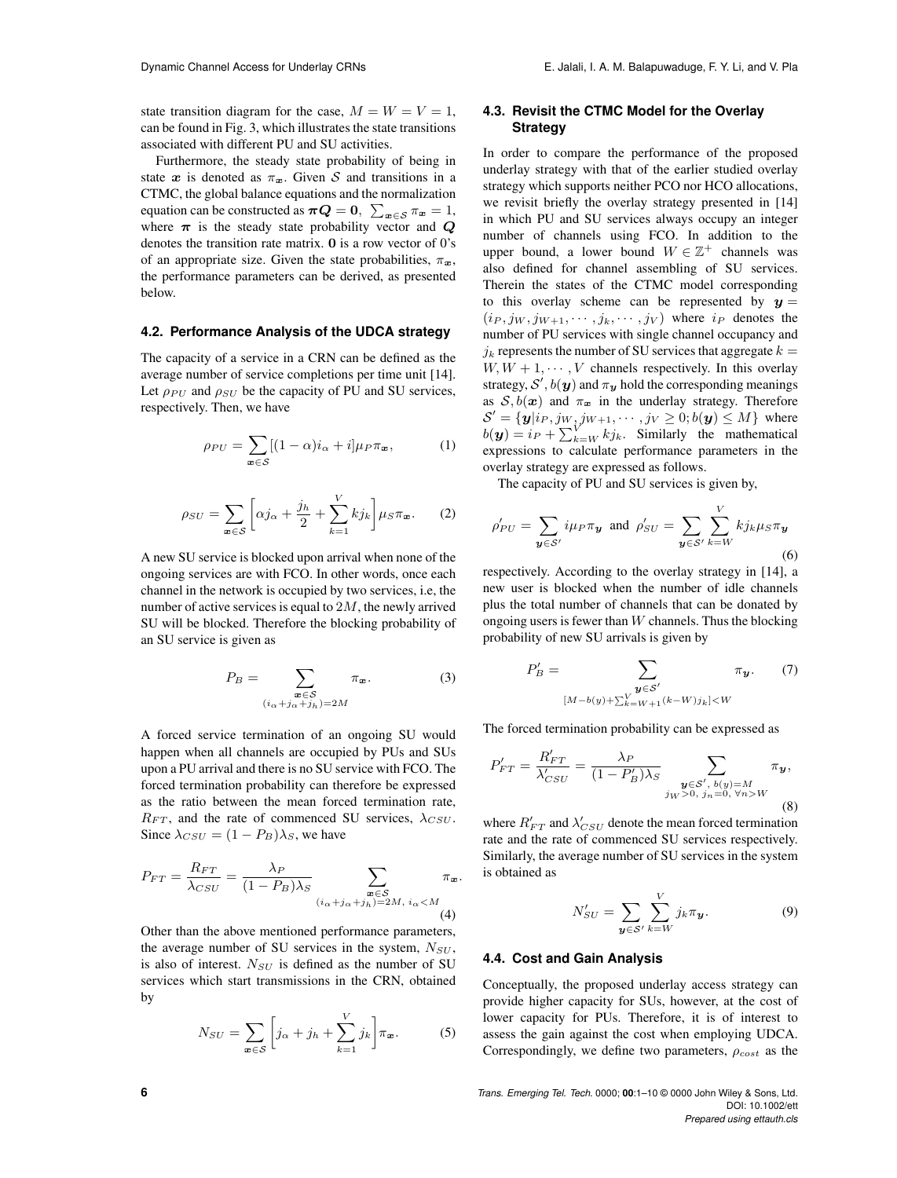state transition diagram for the case, $M = W = V = 1$, can be found in Fig. 3, which illustrates the state transitions associated with different PU and SU activities.

Furthermore, the steady state probability of being in state $\boldsymbol{x}$ is denoted as $\pi_{\boldsymbol{x}}$. Given $\mathcal{S}$ and transitions in a CTMC, the global balance equations and the normalization equation can be constructed as $\boldsymbol{\pi Q} = \boldsymbol{0}$, $\sum_{\boldsymbol{x} \in \mathcal{S}} \pi_{\boldsymbol{x}} = 1$, where $\boldsymbol{\pi}$ is the steady state probability vector and $\boldsymbol{Q}$ denotes the transition rate matrix. $\boldsymbol{0}$ is a row vector of 0's of an appropriate size. Given the state probabilities, $\pi_{\boldsymbol{x}}$, the performance parameters can be derived, as presented below.

### 4.2. Performance Analysis of the UDCA strategy

The capacity of a service in a CRN can be defined as the average number of service completions per time unit [14]. Let $\rho_{PU}$ and $\rho_{SU}$ be the capacity of PU and SU services, respectively. Then, we have

$$\rho_{PU} = \sum_{\boldsymbol{x} \in \mathcal{S}} [(1-\alpha) i_\alpha + i] \mu_P \pi_{\boldsymbol{x}}, \tag{1}$$

$$\rho_{SU} = \sum_{\boldsymbol{x} \in \mathcal{S}} \left[ \alpha j_\alpha + \frac{j_h}{2} + \sum_{k=1}^{V} k j_k \right] \mu_S \pi_{\boldsymbol{x}}. \tag{2}$$

A new SU service is blocked upon arrival when none of the ongoing services are with FCO. In other words, once each channel in the network is occupied by two services, i.e, the number of active services is equal to $2M$, the newly arrived SU will be blocked. Therefore the blocking probability of an SU service is given as

$$P_B = \sum_{\substack{\boldsymbol{x} \in \mathcal{S} \\ (i_\alpha + j_\alpha + j_h) = 2M}} \pi_{\boldsymbol{x}}. \tag{3}$$

A forced service termination of an ongoing SU would happen when all channels are occupied by PUs and SUs upon a PU arrival and there is no SU service with FCO. The forced termination probability can therefore be expressed as the ratio between the mean forced termination rate, $R_{FT}$, and the rate of commenced SU services, $\lambda_{CSU}$. Since $\lambda_{CSU} = (1 - P_B)\lambda_S$, we have

$$P_{FT} = \frac{R_{FT}}{\lambda_{CSU}} = \frac{\lambda_P}{(1-P_B)\lambda_S} \sum_{\substack{\boldsymbol{x} \in \mathcal{S} \\ (i_\alpha + j_\alpha + j_h) = 2M, \; i_\alpha < M}} \pi_{\boldsymbol{x}}. \tag{4}$$

Other than the above mentioned performance parameters, the average number of SU services in the system, $N_{SU}$, is also of interest. $N_{SU}$ is defined as the number of SU services which start transmissions in the CRN, obtained by

$$N_{SU} = \sum_{\boldsymbol{x} \in \mathcal{S}} \left[ j_\alpha + j_h + \sum_{k=1}^{V} j_k \right] \pi_{\boldsymbol{x}}. \tag{5}$$

### 4.3. Revisit the CTMC Model for the Overlay Strategy

In order to compare the performance of the proposed underlay strategy with that of the earlier studied overlay strategy which supports neither PCO nor HCO allocations, we revisit briefly the overlay strategy presented in [14] in which PU and SU services always occupy an integer number of channels using FCO. In addition to the upper bound, a lower bound $W \in \mathbb{Z}^+$ channels was also defined for channel assembling of SU services. Therein the states of the CTMC model corresponding to this overlay scheme can be represented by $\boldsymbol{y} = (i_P, j_W, j_{W+1}, \cdots, j_k, \cdots, j_V)$ where $i_P$ denotes the number of PU services with single channel occupancy and $j_k$ represents the number of SU services that aggregate $k = W, W+1, \cdots, V$ channels respectively. In this overlay strategy, $\mathcal{S}'$, $b(\boldsymbol{y})$ and $\pi_{\boldsymbol{y}}$ hold the corresponding meanings as $\mathcal{S}, b(\boldsymbol{x})$ and $\pi_{\boldsymbol{x}}$ in the underlay strategy. Therefore $\mathcal{S}' = \{\boldsymbol{y} | i_P, j_W, j_{W+1}, \cdots, j_V \geq 0; b(\boldsymbol{y}) \leq M\}$ where $b(\boldsymbol{y}) = i_P + \sum_{k=W}^{V} k j_k$. Similarly the mathematical expressions to calculate performance parameters in the overlay strategy are expressed as follows.

The capacity of PU and SU services is given by,

$$\rho'_{PU} = \sum_{\boldsymbol{y} \in \mathcal{S}'} i \mu_P \pi_{\boldsymbol{y}} \;\text{ and }\; \rho'_{SU} = \sum_{\boldsymbol{y} \in \mathcal{S}'} \sum_{k=W}^{V} k j_k \mu_S \pi_{\boldsymbol{y}} \tag{6}$$

respectively. According to the overlay strategy in [14], a new user is blocked when the number of idle channels plus the total number of channels that can be donated by ongoing users is fewer than $W$ channels. Thus the blocking probability of new SU arrivals is given by

$$P'_B = \sum_{\substack{\boldsymbol{y} \in \mathcal{S}' \\ [M - b(y) + \sum_{k=W+1}^{V} (k-W) j_k] < W}} \pi_{\boldsymbol{y}}. \tag{7}$$

The forced termination probability can be expressed as

$$P'_{FT} = \frac{R'_{FT}}{\lambda'_{CSU}} = \frac{\lambda_P}{(1-P'_B)\lambda_S} \sum_{\substack{\boldsymbol{y} \in \mathcal{S}', \; b(y) = M \\ j_W > 0, \; j_n = 0, \; \forall n > W}} \pi_{\boldsymbol{y}}, \tag{8}$$

where $R'_{FT}$ and $\lambda'_{CSU}$ denote the mean forced termination rate and the rate of commenced SU services respectively. Similarly, the average number of SU services in the system is obtained as

$$N'_{SU} = \sum_{\boldsymbol{y} \in \mathcal{S}'} \sum_{k=W}^{V} j_k \pi_{\boldsymbol{y}}. \tag{9}$$

### 4.4. Cost and Gain Analysis

Conceptually, the proposed underlay access strategy can provide higher capacity for SUs, however, at the cost of lower capacity for PUs. Therefore, it is of interest to assess the gain against the cost when employing UDCA. Correspondingly, we define two parameters, $\rho_{cost}$ as the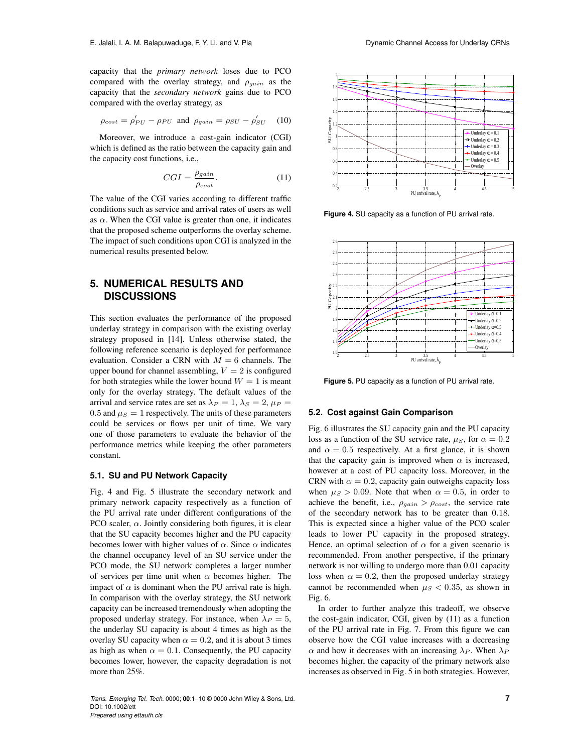capacity that the *primary network* loses due to PCO compared with the overlay strategy, and $\rho_{gain}$ as the capacity that the *secondary network* gains due to PCO compared with the overlay strategy, as

$$\rho_{cost} = \rho^{'}_{PU} - \rho_{PU} \text{ and } \rho_{gain} = \rho_{SU} - \rho^{'}_{SU} \quad (10)$$

Moreover, we introduce a cost-gain indicator (CGI) which is defined as the ratio between the capacity gain and the capacity cost functions, i.e.,

$$CGI = \frac{\rho_{gain}}{\rho_{cost}}. \quad (11)$$

The value of the CGI varies according to different traffic conditions such as service and arrival rates of users as well as $\alpha$. When the CGI value is greater than one, it indicates that the proposed scheme outperforms the overlay scheme. The impact of such conditions upon CGI is analyzed in the numerical results presented below.

## 5. NUMERICAL RESULTS AND DISCUSSIONS

This section evaluates the performance of the proposed underlay strategy in comparison with the existing overlay strategy proposed in [14]. Unless otherwise stated, the following reference scenario is deployed for performance evaluation. Consider a CRN with $M = 6$ channels. The upper bound for channel assembling, $V = 2$ is configured for both strategies while the lower bound $W = 1$ is meant only for the overlay strategy. The default values of the arrival and service rates are set as $\lambda_P = 1$, $\lambda_S = 2$, $\mu_P = 0.5$ and $\mu_S = 1$ respectively. The units of these parameters could be services or flows per unit of time. We vary one of those parameters to evaluate the behavior of the performance metrics while keeping the other parameters constant.

### 5.1. SU and PU Network Capacity

Fig. 4 and Fig. 5 illustrate the secondary network and primary network capacity respectively as a function of the PU arrival rate under different configurations of the PCO scaler, $\alpha$. Jointly considering both figures, it is clear that the SU capacity becomes higher and the PU capacity becomes lower with higher values of $\alpha$. Since $\alpha$ indicates the channel occupancy level of an SU service under the PCO mode, the SU network completes a larger number of services per time unit when $\alpha$ becomes higher. The impact of $\alpha$ is dominant when the PU arrival rate is high. In comparison with the overlay strategy, the SU network capacity can be increased tremendously when adopting the proposed underlay strategy. For instance, when $\lambda_P = 5$, the underlay SU capacity is about 4 times as high as the overlay SU capacity when $\alpha = 0.2$, and it is about 3 times as high as when $\alpha = 0.1$. Consequently, the PU capacity becomes lower, however, the capacity degradation is not more than 25%.

**Figure 4.** SU capacity as a function of PU arrival rate.

**Figure 5.** PU capacity as a function of PU arrival rate.

### 5.2. Cost against Gain Comparison

Fig. 6 illustrates the SU capacity gain and the PU capacity loss as a function of the SU service rate, $\mu_S$, for $\alpha = 0.2$ and $\alpha = 0.5$ respectively. At a first glance, it is shown that the capacity gain is improved when $\alpha$ is increased, however at a cost of PU capacity loss. Moreover, in the CRN with $\alpha = 0.2$, capacity gain outweighs capacity loss when $\mu_S > 0.09$. Note that when $\alpha = 0.5$, in order to achieve the benefit, i.e., $\rho_{gain} > \rho_{cost}$, the service rate of the secondary network has to be greater than 0.18. This is expected since a higher value of the PCO scaler leads to lower PU capacity in the proposed strategy. Hence, an optimal selection of $\alpha$ for a given scenario is recommended. From another perspective, if the primary network is not willing to undergo more than 0.01 capacity loss when $\alpha = 0.2$, then the proposed underlay strategy cannot be recommended when $\mu_S < 0.35$, as shown in Fig. 6.

In order to further analyze this tradeoff, we observe the cost-gain indicator, CGI, given by (11) as a function of the PU arrival rate in Fig. 7. From this figure we can observe how the CGI value increases with a decreasing $\alpha$ and how it decreases with an increasing $\lambda_P$. When $\lambda_P$ becomes higher, the capacity of the primary network also increases as observed in Fig. 5 in both strategies. However,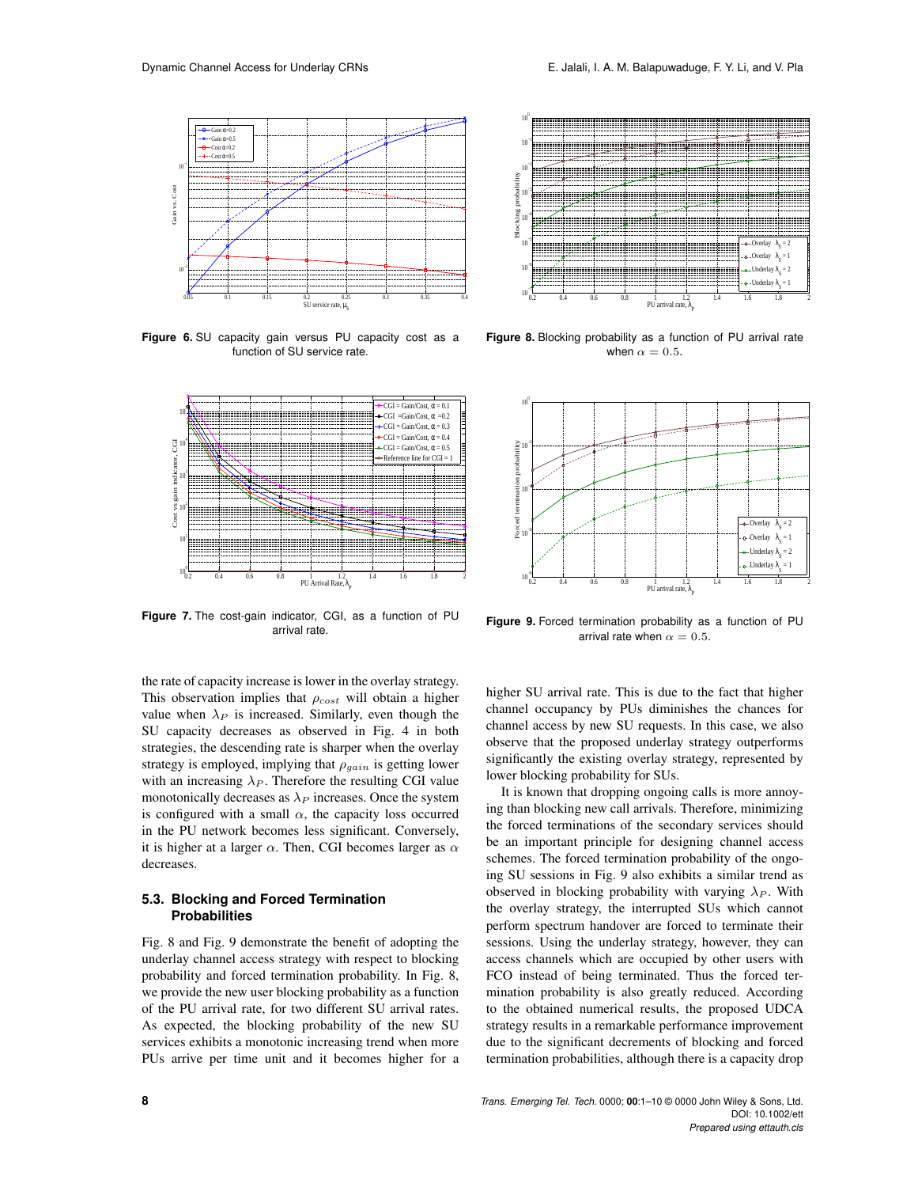**Figure 6.** SU capacity gain versus PU capacity cost as a function of SU service rate.

**Figure 7.** The cost-gain indicator, CGI, as a function of PU arrival rate.

**Figure 8.** Blocking probability as a function of PU arrival rate when $\alpha = 0.5$.

**Figure 9.** Forced termination probability as a function of PU arrival rate when $\alpha = 0.5$.

the rate of capacity increase is lower in the overlay strategy. This observation implies that $\rho_{cost}$ will obtain a higher value when $\lambda_P$ is increased. Similarly, even though the SU capacity decreases as observed in Fig. 4 in both strategies, the descending rate is sharper when the overlay strategy is employed, implying that $\rho_{gain}$ is getting lower with an increasing $\lambda_P$. Therefore the resulting CGI value monotonically decreases as $\lambda_P$ increases. Once the system is configured with a small $\alpha$, the capacity loss occurred in the PU network becomes less significant. Conversely, it is higher at a larger $\alpha$. Then, CGI becomes larger as $\alpha$ decreases.

### 5.3. Blocking and Forced Termination Probabilities

Fig. 8 and Fig. 9 demonstrate the benefit of adopting the underlay channel access strategy with respect to blocking probability and forced termination probability. In Fig. 8, we provide the new user blocking probability as a function of the PU arrival rate, for two different SU arrival rates. As expected, the blocking probability of the new SU services exhibits a monotonic increasing trend when more PUs arrive per time unit and it becomes higher for a higher SU arrival rate. This is due to the fact that higher channel occupancy by PUs diminishes the chances for channel access by new SU requests. In this case, we also observe that the proposed underlay strategy outperforms significantly the existing overlay strategy, represented by lower blocking probability for SUs.

It is known that dropping ongoing calls is more annoying than blocking new call arrivals. Therefore, minimizing the forced terminations of the secondary services should be an important principle for designing channel access schemes. The forced termination probability of the ongoing SU sessions in Fig. 9 also exhibits a similar trend as observed in blocking probability with varying $\lambda_P$. With the overlay strategy, the interrupted SUs which cannot perform spectrum handover are forced to terminate their sessions. Using the underlay strategy, however, they can access channels which are occupied by other users with FCO instead of being terminated. Thus the forced termination probability is also greatly reduced. According to the obtained numerical results, the proposed UDCA strategy results in a remarkable performance improvement due to the significant decrements of blocking and forced termination probabilities, although there is a capacity drop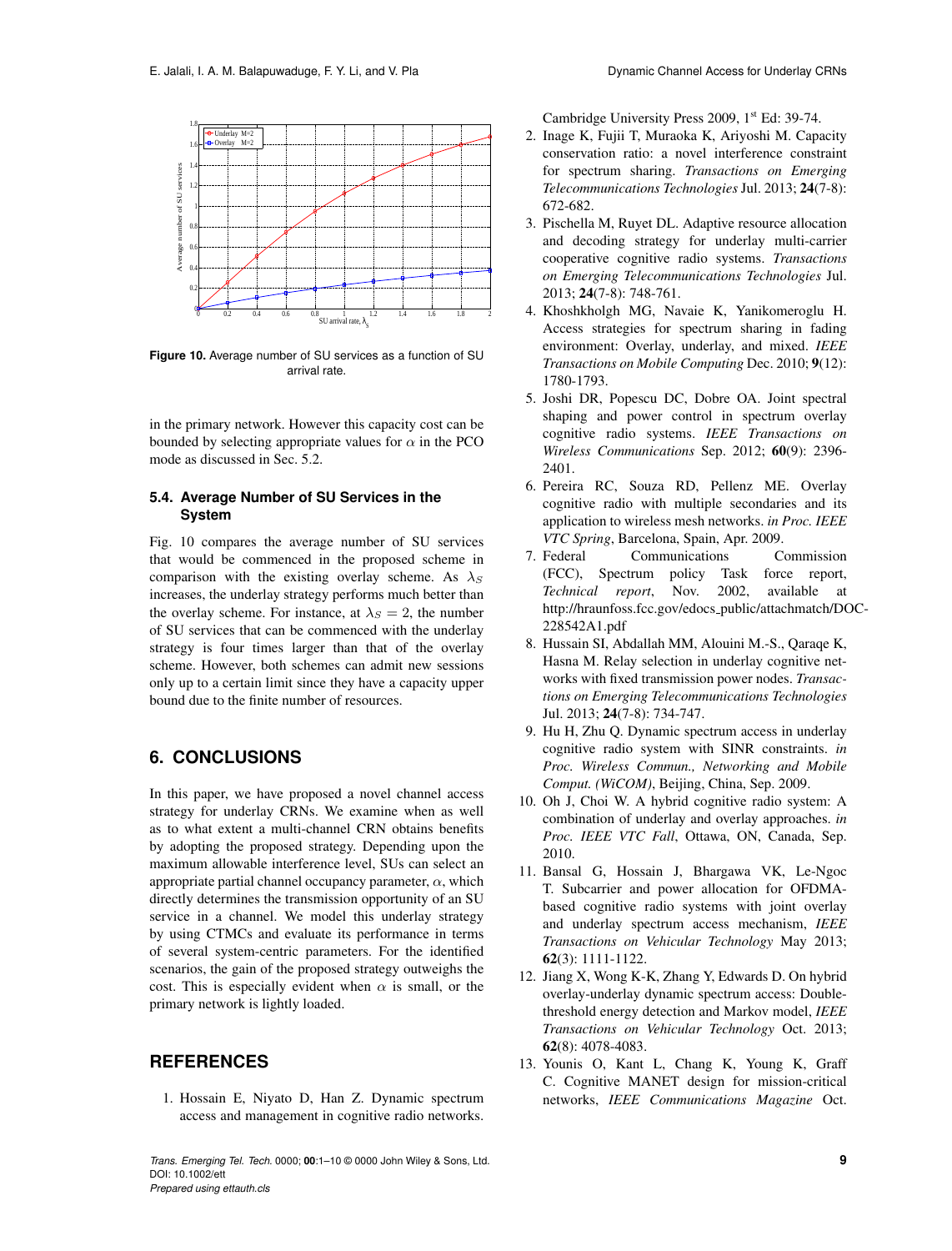Figure 10. Average number of SU services as a function of SU arrival rate.

in the primary network. However this capacity cost can be bounded by selecting appropriate values for $\alpha$ in the PCO mode as discussed in Sec. 5.2.

### 5.4. Average Number of SU Services in the System

Fig. 10 compares the average number of SU services that would be commenced in the proposed scheme in comparison with the existing overlay scheme. As $\lambda_S$ increases, the underlay strategy performs much better than the overlay scheme. For instance, at $\lambda_S = 2$, the number of SU services that can be commenced with the underlay strategy is four times larger than that of the overlay scheme. However, both schemes can admit new sessions only up to a certain limit since they have a capacity upper bound due to the finite number of resources.

## 6. CONCLUSIONS

In this paper, we have proposed a novel channel access strategy for underlay CRNs. We examine when as well as to what extent a multi-channel CRN obtains benefits by adopting the proposed strategy. Depending upon the maximum allowable interference level, SUs can select an appropriate partial channel occupancy parameter, $\alpha$, which directly determines the transmission opportunity of an SU service in a channel. We model this underlay strategy by using CTMCs and evaluate its performance in terms of several system-centric parameters. For the identified scenarios, the gain of the proposed strategy outweighs the cost. This is especially evident when $\alpha$ is small, or the primary network is lightly loaded.

## REFERENCES

1. Hossain E, Niyato D, Han Z. Dynamic spectrum access and management in cognitive radio networks. Cambridge University Press 2009, 1st Ed: 39-74.
2. Inage K, Fujii T, Muraoka K, Ariyoshi M. Capacity conservation ratio: a novel interference constraint for spectrum sharing. *Transactions on Emerging Telecommunications Technologies* Jul. 2013; **24**(7-8): 672-682.
3. Pischella M, Ruyet DL. Adaptive resource allocation and decoding strategy for underlay multi-carrier cooperative cognitive radio systems. *Transactions on Emerging Telecommunications Technologies* Jul. 2013; **24**(7-8): 748-761.
4. Khoshkholgh MG, Navaie K, Yanikomeroglu H. Access strategies for spectrum sharing in fading environment: Overlay, underlay, and mixed. *IEEE Transactions on Mobile Computing* Dec. 2010; **9**(12): 1780-1793.
5. Joshi DR, Popescu DC, Dobre OA. Joint spectral shaping and power control in spectrum overlay cognitive radio systems. *IEEE Transactions on Wireless Communications* Sep. 2012; **60**(9): 2396-2401.
6. Pereira RC, Souza RD, Pellenz ME. Overlay cognitive radio with multiple secondaries and its application to wireless mesh networks. *in Proc. IEEE VTC Spring*, Barcelona, Spain, Apr. 2009.
7. Federal Communications Commission (FCC), Spectrum policy Task force report, *Technical report*, Nov. 2002, available at http://hraunfoss.fcc.gov/edocs_public/attachmatch/DOC-228542A1.pdf
8. Hussain SI, Abdallah MM, Alouini M.-S., Qaraqe K, Hasna M. Relay selection in underlay cognitive networks with fixed transmission power nodes. *Transactions on Emerging Telecommunications Technologies* Jul. 2013; **24**(7-8): 734-747.
9. Hu H, Zhu Q. Dynamic spectrum access in underlay cognitive radio system with SINR constraints. *in Proc. Wireless Commun., Networking and Mobile Comput. (WiCOM)*, Beijing, China, Sep. 2009.
10. Oh J, Choi W. A hybrid cognitive radio system: A combination of underlay and overlay approaches. *in Proc. IEEE VTC Fall*, Ottawa, ON, Canada, Sep. 2010.
11. Bansal G, Hossain J, Bhargawa VK, Le-Ngoc T. Subcarrier and power allocation for OFDMA-based cognitive radio systems with joint overlay and underlay spectrum access mechanism, *IEEE Transactions on Vehicular Technology* May 2013; **62**(3): 1111-1122.
12. Jiang X, Wong K-K, Zhang Y, Edwards D. On hybrid overlay-underlay dynamic spectrum access: Double-threshold energy detection and Markov model, *IEEE Transactions on Vehicular Technology* Oct. 2013; **62**(8): 4078-4083.
13. Younis O, Kant L, Chang K, Young K, Graff C. Cognitive MANET design for mission-critical networks, *IEEE Communications Magazine* Oct.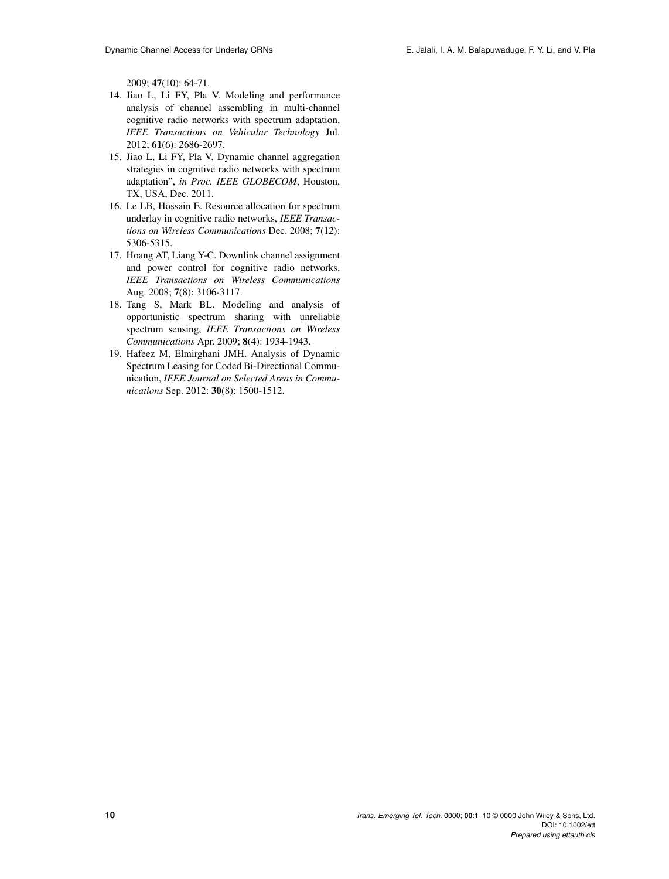2009; **47**(10): 64-71.

14. Jiao L, Li FY, Pla V. Modeling and performance analysis of channel assembling in multi-channel cognitive radio networks with spectrum adaptation, *IEEE Transactions on Vehicular Technology* Jul. 2012; **61**(6): 2686-2697.
15. Jiao L, Li FY, Pla V. Dynamic channel aggregation strategies in cognitive radio networks with spectrum adaptation", *in Proc. IEEE GLOBECOM*, Houston, TX, USA, Dec. 2011.
16. Le LB, Hossain E. Resource allocation for spectrum underlay in cognitive radio networks, *IEEE Transactions on Wireless Communications* Dec. 2008; **7**(12): 5306-5315.
17. Hoang AT, Liang Y-C. Downlink channel assignment and power control for cognitive radio networks, *IEEE Transactions on Wireless Communications* Aug. 2008; **7**(8): 3106-3117.
18. Tang S, Mark BL. Modeling and analysis of opportunistic spectrum sharing with unreliable spectrum sensing, *IEEE Transactions on Wireless Communications* Apr. 2009; **8**(4): 1934-1943.
19. Hafeez M, Elmirghani JMH. Analysis of Dynamic Spectrum Leasing for Coded Bi-Directional Communication, *IEEE Journal on Selected Areas in Communications* Sep. 2012: **30**(8): 1500-1512.